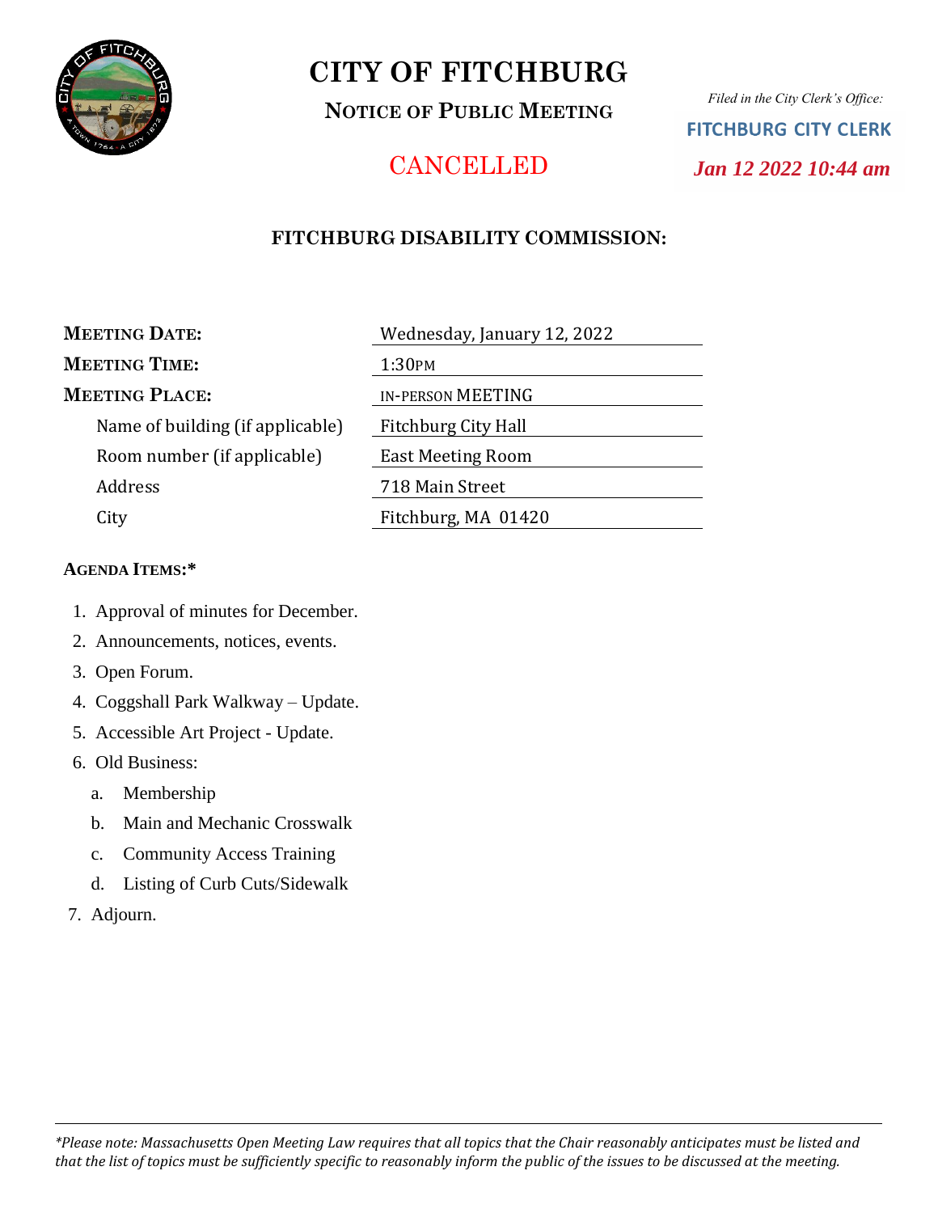# CITY OF FITCHBURG

**NOTICE OF PUBLIC MEETING**

CANCELLED

*Filed in the City Clerk's Office:*

FITCHBURG CITY CLERK

*Jan 12 2022 10:44 am*

## FITCHBURG DISABILITY COMMISSION:

| | |
|---|---|
| **MEETING DATE:** | Wednesday, January 12, 2022 |
| **MEETING TIME:** | 1:30PM |
| **MEETING PLACE:** | IN-PERSON MEETING |
| Name of building (if applicable) | Fitchburg City Hall |
| Room number (if applicable) | East Meeting Room |
| Address | 718 Main Street |
| City | Fitchburg, MA 01420 |

**AGENDA ITEMS:***

1. Approval of minutes for December.
2. Announcements, notices, events.
3. Open Forum.
4. Coggshall Park Walkway – Update.
5. Accessible Art Project - Update.
6. Old Business:
   a. Membership
   b. Main and Mechanic Crosswalk
   c. Community Access Training
   d. Listing of Curb Cuts/Sidewalk
7. Adjourn.

*\*Please note: Massachusetts Open Meeting Law requires that all topics that the Chair reasonably anticipates must be listed and that the list of topics must be sufficiently specific to reasonably inform the public of the issues to be discussed at the meeting.*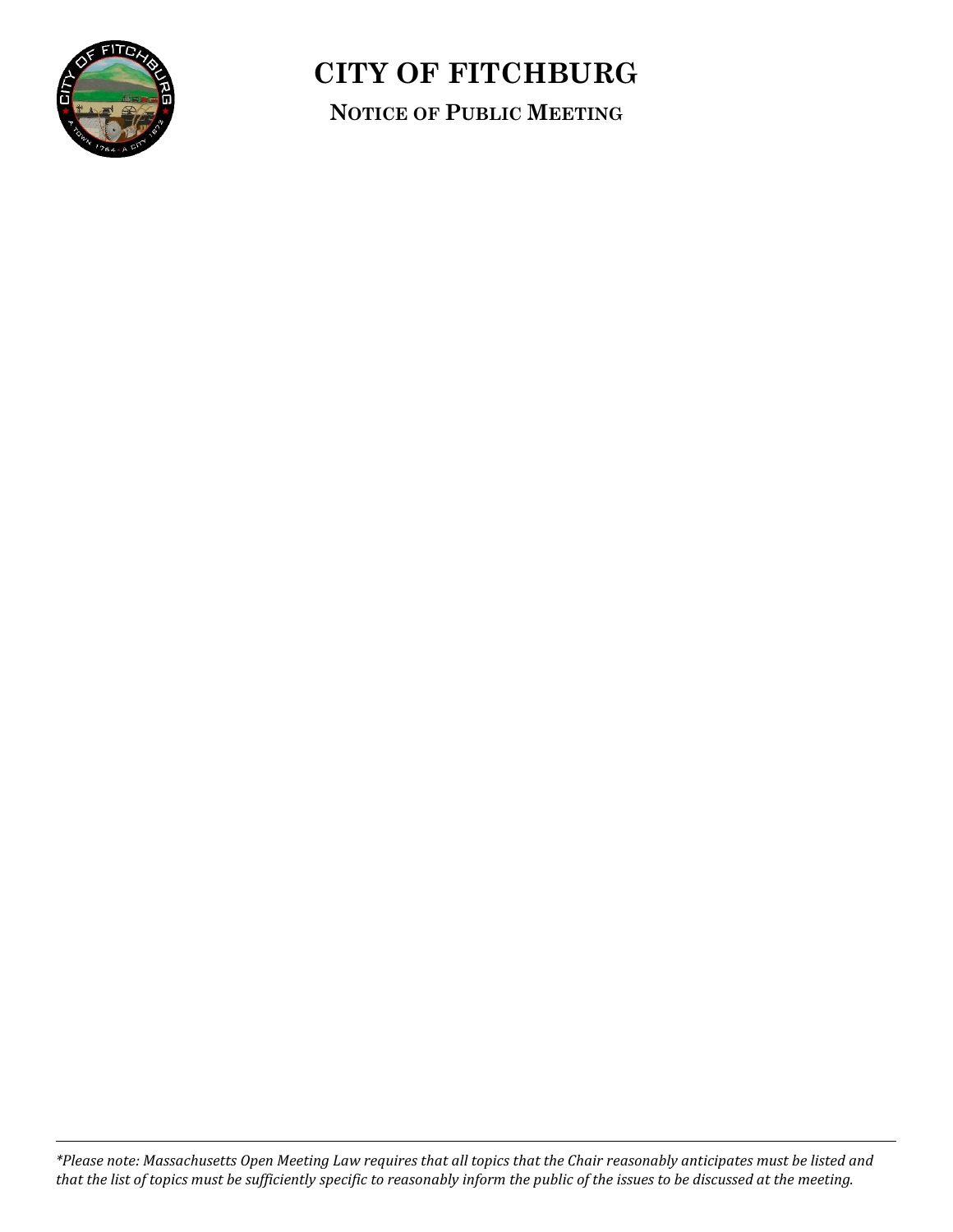# CITY OF FITCHBURG

## NOTICE OF PUBLIC MEETING

*\*Please note: Massachusetts Open Meeting Law requires that all topics that the Chair reasonably anticipates must be listed and that the list of topics must be sufficiently specific to reasonably inform the public of the issues to be discussed at the meeting.*